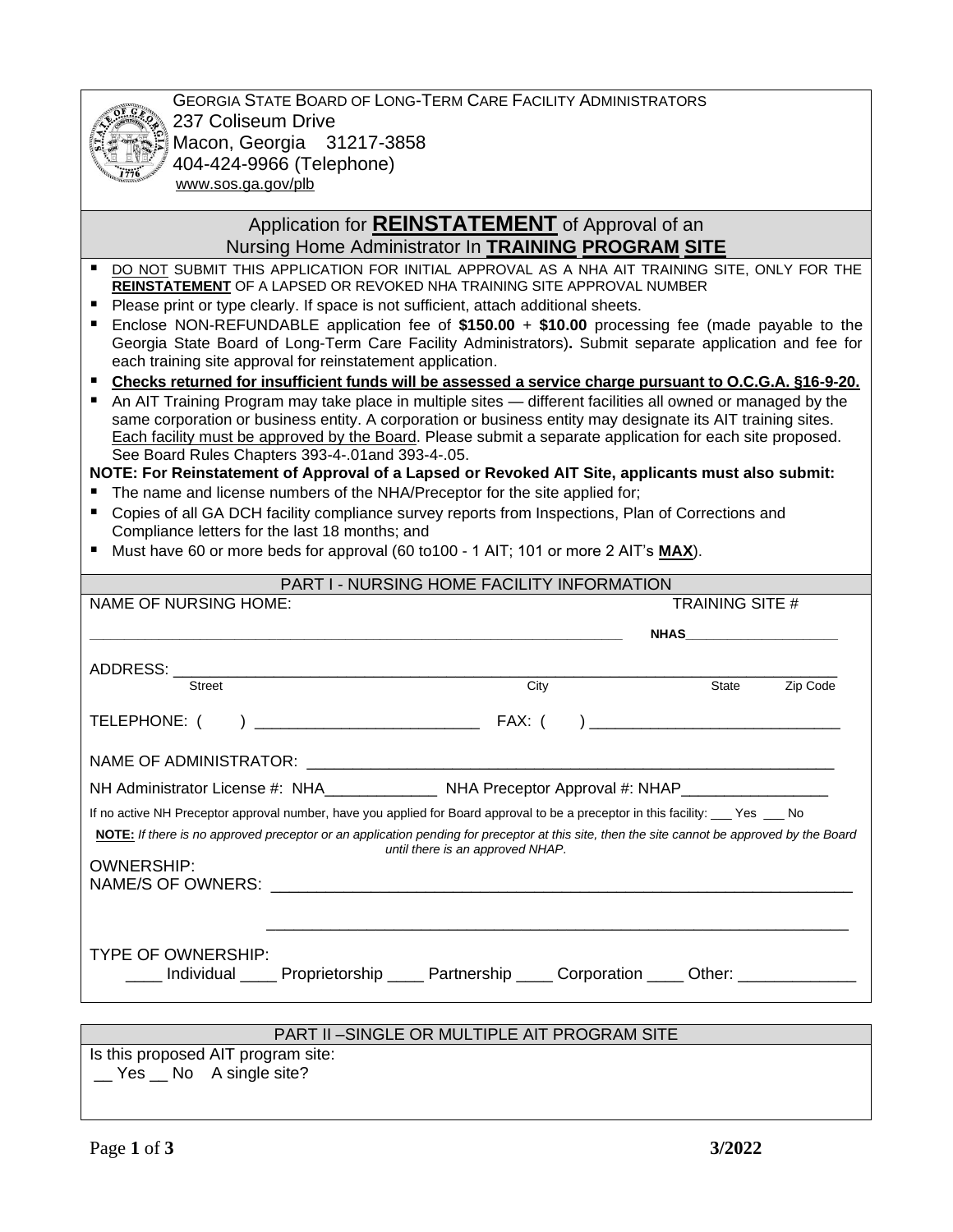GEORGIA STATE BOARD OF LONG-TERM CARE FACILITY ADMINISTRATORS
237 Coliseum Drive
Macon, Georgia 31217-3858
404-424-9966 (Telephone)
www.sos.ga.gov/plb

## Application for **REINSTATEMENT** of Approval of an Nursing Home Administrator In **TRAINING PROGRAM SITE**

- DO NOT SUBMIT THIS APPLICATION FOR INITIAL APPROVAL AS A NHA AIT TRAINING SITE, ONLY FOR THE **REINSTATEMENT** OF A LAPSED OR REVOKED NHA TRAINING SITE APPROVAL NUMBER
- Please print or type clearly. If space is not sufficient, attach additional sheets.
- Enclose NON-REFUNDABLE application fee of **$150.00** + **$10.00** processing fee (made payable to the Georgia State Board of Long-Term Care Facility Administrators)**.** Submit separate application and fee for each training site approval for reinstatement application.
- **Checks returned for insufficient funds will be assessed a service charge pursuant to O.C.G.A. §16-9-20.**
- An AIT Training Program may take place in multiple sites — different facilities all owned or managed by the same corporation or business entity. A corporation or business entity may designate its AIT training sites. Each facility must be approved by the Board. Please submit a separate application for each site proposed. See Board Rules Chapters 393-4-.01and 393-4-.05.

**NOTE: For Reinstatement of Approval of a Lapsed or Revoked AIT Site, applicants must also submit:**

- The name and license numbers of the NHA/Preceptor for the site applied for;
- Copies of all GA DCH facility compliance survey reports from Inspections, Plan of Corrections and Compliance letters for the last 18 months; and
- Must have 60 or more beds for approval (60 to100 - 1 AIT; 101 or more 2 AIT's **MAX**).

### PART I - NURSING HOME FACILITY INFORMATION

NAME OF NURSING HOME: ______________________________ TRAINING SITE # **NHAS**____________________

ADDRESS: ____________________________________________________________
Street City State Zip Code

TELEPHONE: ( ) ________________________ FAX: ( ) ___________________________

NAME OF ADMINISTRATOR: ____________________________________________________

NH Administrator License #: NHA____________ NHA Preceptor Approval #: NHAP________________

If no active NH Preceptor approval number, have you applied for Board approval to be a preceptor in this facility: ___ Yes ___ No

**NOTE:** *If there is no approved preceptor or an application pending for preceptor at this site, then the site cannot be approved by the Board until there is an approved NHAP.*

OWNERSHIP:
NAME/S OF OWNERS: ____________________________________________________________

____________________________________________________________

TYPE OF OWNERSHIP:
____ Individual ____ Proprietorship ____ Partnership ____ Corporation ____ Other: ____________

### PART II –SINGLE OR MULTIPLE AIT PROGRAM SITE

Is this proposed AIT program site:
__ Yes __ No A single site?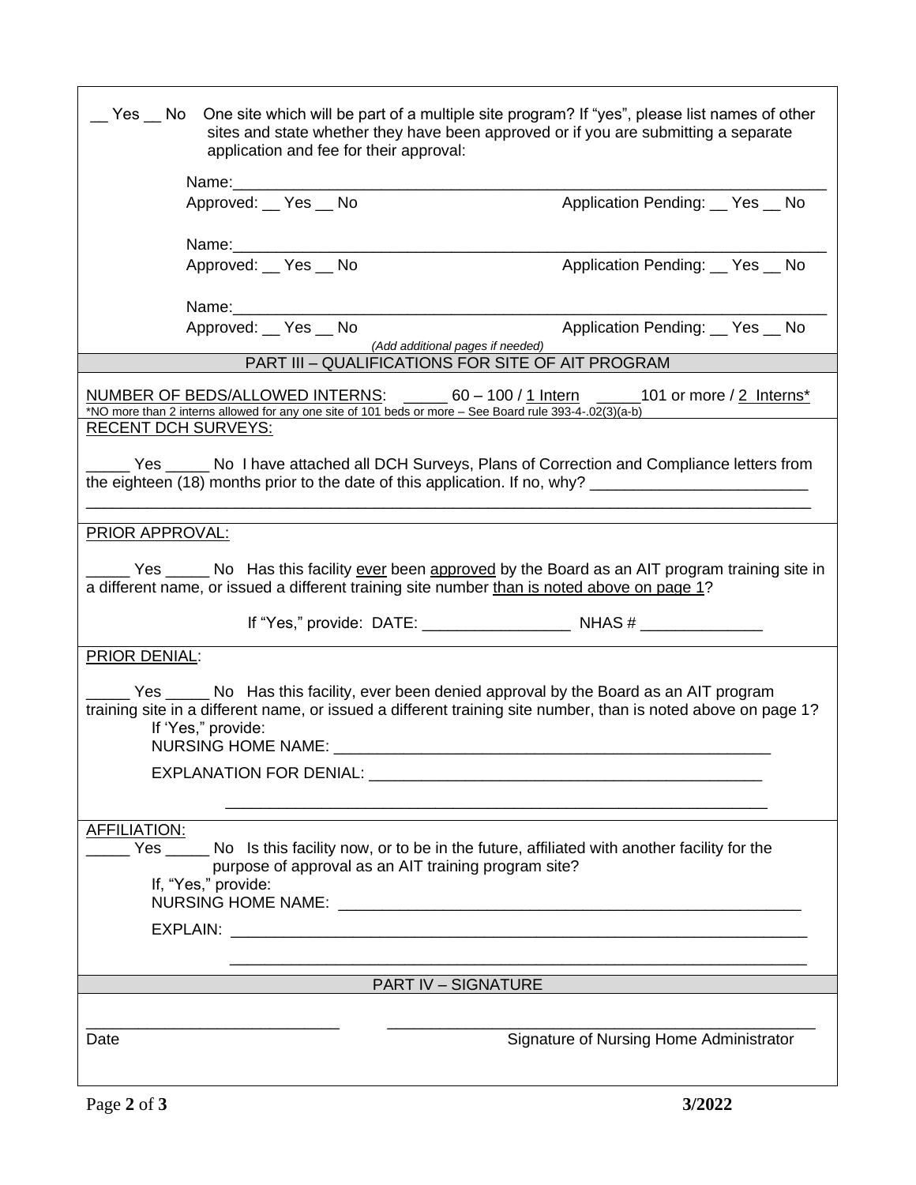\_\_ Yes \_\_ No One site which will be part of a multiple site program? If "yes", please list names of other sites and state whether they have been approved or if you are submitting a separate application and fee for their approval:

Name:\_\_\_\_\_\_\_\_\_\_\_\_\_\_\_\_\_\_\_\_\_\_\_\_\_\_\_\_\_\_\_\_\_\_\_\_\_\_\_\_\_\_\_\_\_\_\_\_\_\_\_\_\_\_\_\_\_\_\_\_\_\_

Approved: \_\_ Yes \_\_ No Application Pending: \_\_ Yes \_\_ No

Name:\_\_\_\_\_\_\_\_\_\_\_\_\_\_\_\_\_\_\_\_\_\_\_\_\_\_\_\_\_\_\_\_\_\_\_\_\_\_\_\_\_\_\_\_\_\_\_\_\_\_\_\_\_\_\_\_\_\_\_\_\_\_

Approved: \_\_ Yes \_\_ No Application Pending: \_\_ Yes \_\_ No

Name:\_\_\_\_\_\_\_\_\_\_\_\_\_\_\_\_\_\_\_\_\_\_\_\_\_\_\_\_\_\_\_\_\_\_\_\_\_\_\_\_\_\_\_\_\_\_\_\_\_\_\_\_\_\_\_\_\_\_\_\_\_\_

Approved: \_\_ Yes \_\_ No Application Pending: \_\_ Yes \_\_ No

*(Add additional pages if needed)*

## PART III – QUALIFICATIONS FOR SITE OF AIT PROGRAM

NUMBER OF BEDS/ALLOWED INTERNS: \_\_\_\_\_ 60 – 100 / 1 Intern \_\_\_\_\_101 or more / 2 Interns*

*NO more than 2 interns allowed for any one site of 101 beds or more – See Board rule 393-4-.02(3)(a-b)

RECENT DCH SURVEYS:

\_\_\_\_\_ Yes \_\_\_\_\_ No I have attached all DCH Surveys, Plans of Correction and Compliance letters from the eighteen (18) months prior to the date of this application. If no, why? \_\_\_\_\_\_\_\_\_\_\_\_\_\_\_\_\_\_\_\_\_\_\_\_\_

\_\_\_\_\_\_\_\_\_\_\_\_\_\_\_\_\_\_\_\_\_\_\_\_\_\_\_\_\_\_\_\_\_\_\_\_\_\_\_\_\_\_\_\_\_\_\_\_\_\_\_\_\_\_\_\_\_\_\_\_\_\_\_\_\_\_\_\_\_\_\_\_\_\_\_\_\_\_\_\_\_\_\_\_

PRIOR APPROVAL:

\_\_\_\_\_ Yes \_\_\_\_\_ No Has this facility ever been approved by the Board as an AIT program training site in a different name, or issued a different training site number than is noted above on page 1?

If "Yes," provide: DATE: \_\_\_\_\_\_\_\_\_\_\_\_\_\_\_\_\_ NHAS # \_\_\_\_\_\_\_\_\_\_\_\_\_\_

PRIOR DENIAL:

\_\_\_\_\_ Yes \_\_\_\_\_ No Has this facility, ever been denied approval by the Board as an AIT program training site in a different name, or issued a different training site number, than is noted above on page 1?

If 'Yes," provide:

NURSING HOME NAME: \_\_\_\_\_\_\_\_\_\_\_\_\_\_\_\_\_\_\_\_\_\_\_\_\_\_\_\_\_\_\_\_\_\_\_\_\_\_\_\_\_\_\_\_\_\_\_\_\_\_\_\_

EXPLANATION FOR DENIAL: \_\_\_\_\_\_\_\_\_\_\_\_\_\_\_\_\_\_\_\_\_\_\_\_\_\_\_\_\_\_\_\_\_\_\_\_\_\_\_\_\_\_\_\_\_\_\_

\_\_\_\_\_\_\_\_\_\_\_\_\_\_\_\_\_\_\_\_\_\_\_\_\_\_\_\_\_\_\_\_\_\_\_\_\_\_\_\_\_\_\_\_\_\_\_\_\_\_\_\_\_\_\_\_\_\_\_\_\_\_\_\_

AFFILIATION:

\_\_\_\_\_ Yes \_\_\_\_\_ No Is this facility now, or to be in the future, affiliated with another facility for the purpose of approval as an AIT training program site?

If, "Yes," provide:

NURSING HOME NAME: \_\_\_\_\_\_\_\_\_\_\_\_\_\_\_\_\_\_\_\_\_\_\_\_\_\_\_\_\_\_\_\_\_\_\_\_\_\_\_\_\_\_\_\_\_\_\_\_\_\_\_\_\_\_\_

EXPLAIN: \_\_\_\_\_\_\_\_\_\_\_\_\_\_\_\_\_\_\_\_\_\_\_\_\_\_\_\_\_\_\_\_\_\_\_\_\_\_\_\_\_\_\_\_\_\_\_\_\_\_\_\_\_\_\_\_\_\_\_\_\_\_\_\_\_\_

\_\_\_\_\_\_\_\_\_\_\_\_\_\_\_\_\_\_\_\_\_\_\_\_\_\_\_\_\_\_\_\_\_\_\_\_\_\_\_\_\_\_\_\_\_\_\_\_\_\_\_\_\_\_\_\_\_\_\_\_\_\_\_\_\_\_

## PART IV – SIGNATURE

\_\_\_\_\_\_\_\_\_\_\_\_\_\_\_\_\_\_\_\_\_\_\_\_\_\_\_\_\_ \_\_\_\_\_\_\_\_\_\_\_\_\_\_\_\_\_\_\_\_\_\_\_\_\_\_\_\_\_\_\_\_\_\_\_\_\_\_\_\_\_\_\_\_\_\_\_\_\_\_\_

Date Signature of Nursing Home Administrator

3/2022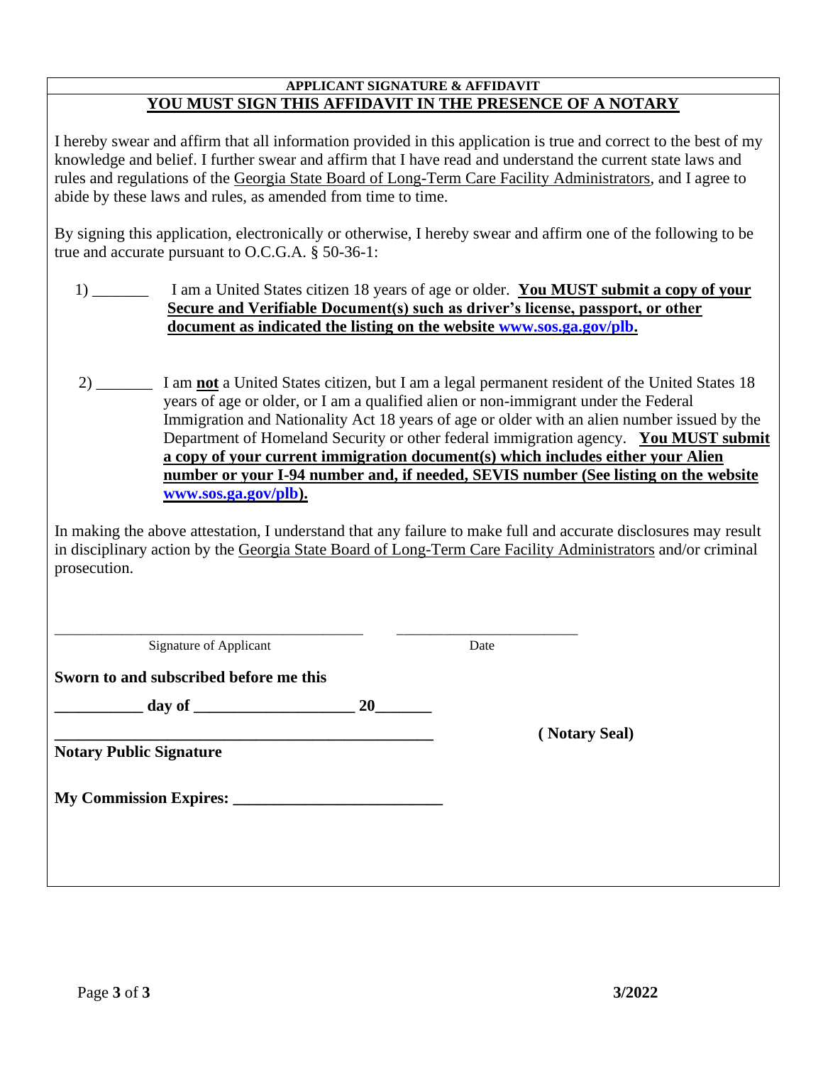## APPLICANT SIGNATURE & AFFIDAVIT

## **YOU MUST SIGN THIS AFFIDAVIT IN THE PRESENCE OF A NOTARY**

I hereby swear and affirm that all information provided in this application is true and correct to the best of my knowledge and belief. I further swear and affirm that I have read and understand the current state laws and rules and regulations of the Georgia State Board of Long-Term Care Facility Administrators, and I agree to abide by these laws and rules, as amended from time to time.

By signing this application, electronically or otherwise, I hereby swear and affirm one of the following to be true and accurate pursuant to O.C.G.A. § 50-36-1:

1) _______ I am a United States citizen 18 years of age or older. **You MUST submit a copy of your Secure and Verifiable Document(s) such as driver's license, passport, or other document as indicated the listing on the website www.sos.ga.gov/plb.**

2) _______ I am **not** a United States citizen, but I am a legal permanent resident of the United States 18 years of age or older, or I am a qualified alien or non-immigrant under the Federal Immigration and Nationality Act 18 years of age or older with an alien number issued by the Department of Homeland Security or other federal immigration agency. **You MUST submit a copy of your current immigration document(s) which includes either your Alien number or your I-94 number and, if needed, SEVIS number (See listing on the website www.sos.ga.gov/plb).**

In making the above attestation, I understand that any failure to make full and accurate disclosures may result in disciplinary action by the Georgia State Board of Long-Term Care Facility Administrators and/or criminal prosecution.

__________________________________________ ________________________

Signature of Applicant Date

**Sworn to and subscribed before me this**

**___________ day of ____________________ 20_______**

**_______________________________________________** **( Notary Seal)**

**Notary Public Signature**

**My Commission Expires: _________________________**